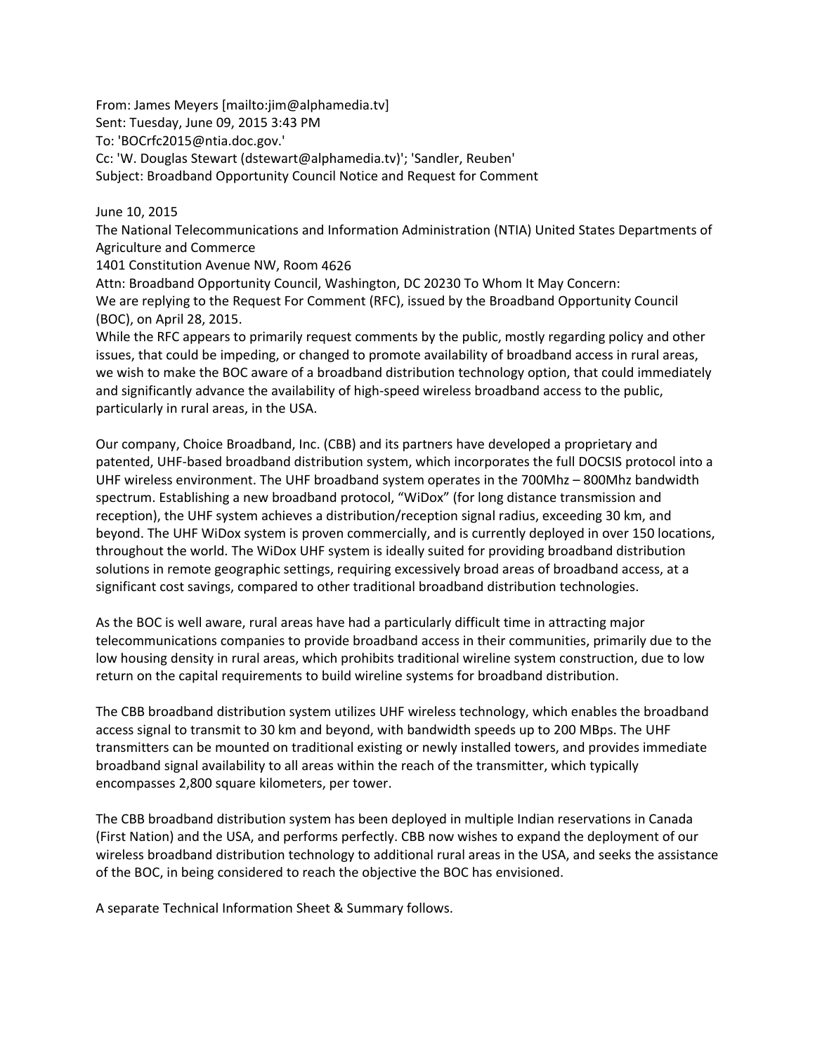From: James Meyers [mailto:jim@alphamedia.tv]
Sent: Tuesday, June 09, 2015 3:43 PM
To: 'BOCrfc2015@ntia.doc.gov.'
Cc: 'W. Douglas Stewart (dstewart@alphamedia.tv)'; 'Sandler, Reuben'
Subject: Broadband Opportunity Council Notice and Request for Comment

June 10, 2015
The National Telecommunications and Information Administration (NTIA) United States Departments of Agriculture and Commerce
1401 Constitution Avenue NW, Room 4626
Attn: Broadband Opportunity Council, Washington, DC 20230 To Whom It May Concern:
We are replying to the Request For Comment (RFC), issued by the Broadband Opportunity Council (BOC), on April 28, 2015.
While the RFC appears to primarily request comments by the public, mostly regarding policy and other issues, that could be impeding, or changed to promote availability of broadband access in rural areas, we wish to make the BOC aware of a broadband distribution technology option, that could immediately and significantly advance the availability of high-speed wireless broadband access to the public, particularly in rural areas, in the USA.

Our company, Choice Broadband, Inc. (CBB) and its partners have developed a proprietary and patented, UHF-based broadband distribution system, which incorporates the full DOCSIS protocol into a UHF wireless environment. The UHF broadband system operates in the 700Mhz – 800Mhz bandwidth spectrum. Establishing a new broadband protocol, "WiDox" (for long distance transmission and reception), the UHF system achieves a distribution/reception signal radius, exceeding 30 km, and beyond. The UHF WiDox system is proven commercially, and is currently deployed in over 150 locations, throughout the world. The WiDox UHF system is ideally suited for providing broadband distribution solutions in remote geographic settings, requiring excessively broad areas of broadband access, at a significant cost savings, compared to other traditional broadband distribution technologies.

As the BOC is well aware, rural areas have had a particularly difficult time in attracting major telecommunications companies to provide broadband access in their communities, primarily due to the low housing density in rural areas, which prohibits traditional wireline system construction, due to low return on the capital requirements to build wireline systems for broadband distribution.

The CBB broadband distribution system utilizes UHF wireless technology, which enables the broadband access signal to transmit to 30 km and beyond, with bandwidth speeds up to 200 MBps. The UHF transmitters can be mounted on traditional existing or newly installed towers, and provides immediate broadband signal availability to all areas within the reach of the transmitter, which typically encompasses 2,800 square kilometers, per tower.

The CBB broadband distribution system has been deployed in multiple Indian reservations in Canada (First Nation) and the USA, and performs perfectly. CBB now wishes to expand the deployment of our wireless broadband distribution technology to additional rural areas in the USA, and seeks the assistance of the BOC, in being considered to reach the objective the BOC has envisioned.

A separate Technical Information Sheet & Summary follows.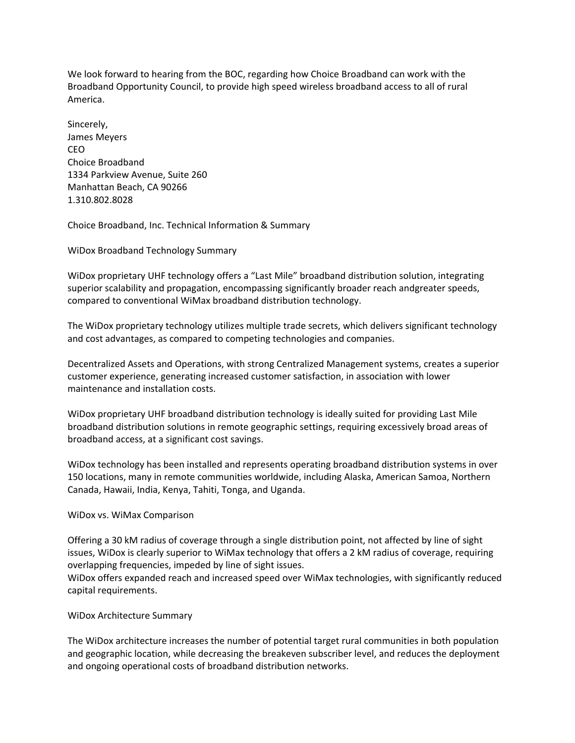We look forward to hearing from the BOC, regarding how Choice Broadband can work with the Broadband Opportunity Council, to provide high speed wireless broadband access to all of rural America.

Sincerely,
James Meyers
CEO
Choice Broadband
1334 Parkview Avenue, Suite 260
Manhattan Beach, CA 90266
1.310.802.8028

## Choice Broadband, Inc. Technical Information & Summary

### WiDox Broadband Technology Summary

WiDox proprietary UHF technology offers a "Last Mile" broadband distribution solution, integrating superior scalability and propagation, encompassing significantly broader reach andgreater speeds, compared to conventional WiMax broadband distribution technology.

The WiDox proprietary technology utilizes multiple trade secrets, which delivers significant technology and cost advantages, as compared to competing technologies and companies.

Decentralized Assets and Operations, with strong Centralized Management systems, creates a superior customer experience, generating increased customer satisfaction, in association with lower maintenance and installation costs.

WiDox proprietary UHF broadband distribution technology is ideally suited for providing Last Mile broadband distribution solutions in remote geographic settings, requiring excessively broad areas of broadband access, at a significant cost savings.

WiDox technology has been installed and represents operating broadband distribution systems in over 150 locations, many in remote communities worldwide, including Alaska, American Samoa, Northern Canada, Hawaii, India, Kenya, Tahiti, Tonga, and Uganda.

### WiDox vs. WiMax Comparison

Offering a 30 kM radius of coverage through a single distribution point, not affected by line of sight issues, WiDox is clearly superior to WiMax technology that offers a 2 kM radius of coverage, requiring overlapping frequencies, impeded by line of sight issues.
WiDox offers expanded reach and increased speed over WiMax technologies, with significantly reduced capital requirements.

### WiDox Architecture Summary

The WiDox architecture increases the number of potential target rural communities in both population and geographic location, while decreasing the breakeven subscriber level, and reduces the deployment and ongoing operational costs of broadband distribution networks.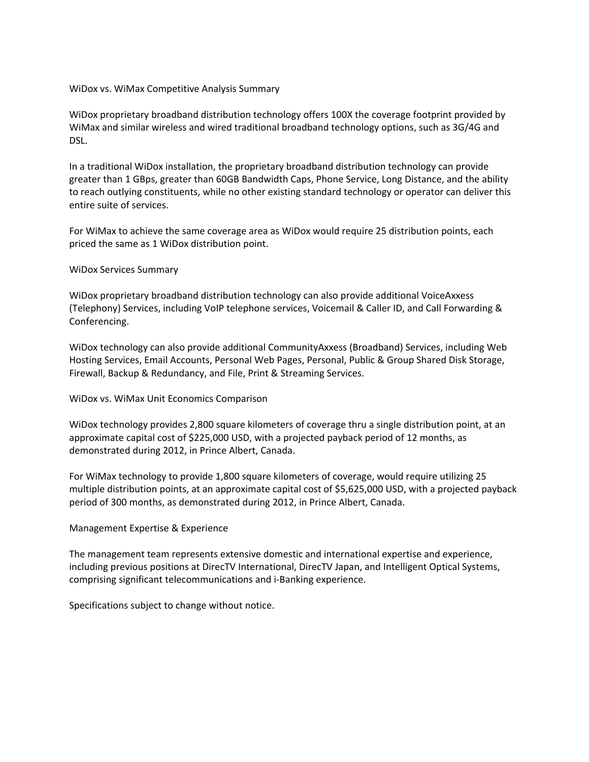## WiDox vs. WiMax Competitive Analysis Summary

WiDox proprietary broadband distribution technology offers 100X the coverage footprint provided by WiMax and similar wireless and wired traditional broadband technology options, such as 3G/4G and DSL.

In a traditional WiDox installation, the proprietary broadband distribution technology can provide greater than 1 GBps, greater than 60GB Bandwidth Caps, Phone Service, Long Distance, and the ability to reach outlying constituents, while no other existing standard technology or operator can deliver this entire suite of services.

For WiMax to achieve the same coverage area as WiDox would require 25 distribution points, each priced the same as 1 WiDox distribution point.

## WiDox Services Summary

WiDox proprietary broadband distribution technology can also provide additional VoiceAxxess (Telephony) Services, including VoIP telephone services, Voicemail & Caller ID, and Call Forwarding & Conferencing.

WiDox technology can also provide additional CommunityAxxess (Broadband) Services, including Web Hosting Services, Email Accounts, Personal Web Pages, Personal, Public & Group Shared Disk Storage, Firewall, Backup & Redundancy, and File, Print & Streaming Services.

## WiDox vs. WiMax Unit Economics Comparison

WiDox technology provides 2,800 square kilometers of coverage thru a single distribution point, at an approximate capital cost of $225,000 USD, with a projected payback period of 12 months, as demonstrated during 2012, in Prince Albert, Canada.

For WiMax technology to provide 1,800 square kilometers of coverage, would require utilizing 25 multiple distribution points, at an approximate capital cost of $5,625,000 USD, with a projected payback period of 300 months, as demonstrated during 2012, in Prince Albert, Canada.

## Management Expertise & Experience

The management team represents extensive domestic and international expertise and experience, including previous positions at DirecTV International, DirecTV Japan, and Intelligent Optical Systems, comprising significant telecommunications and i-Banking experience.

Specifications subject to change without notice.